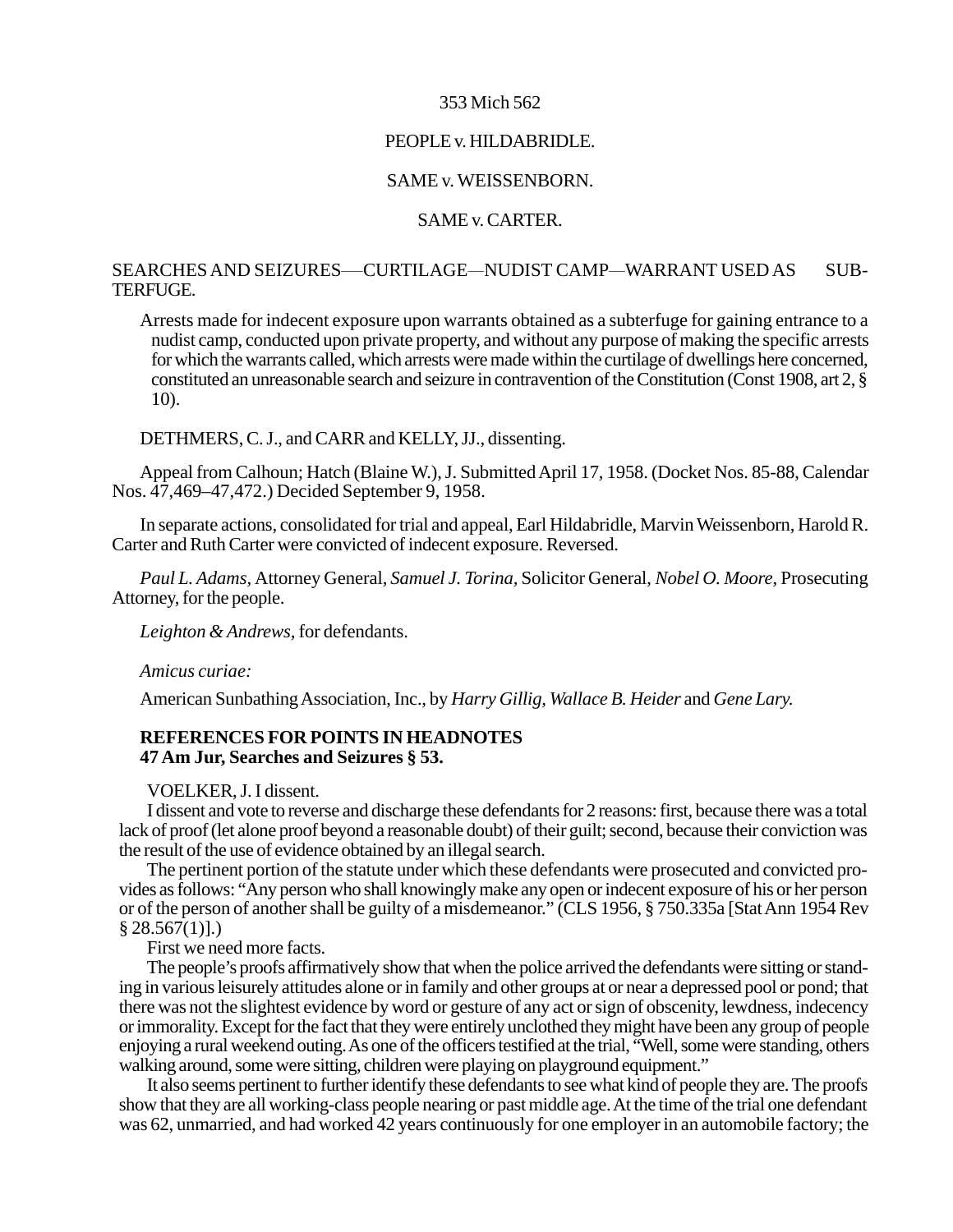353 Mich 562

PEOPLE v. HILDABRIDLE.

SAME v. WEISSENBORN.

SAME v. CARTER.

SEARCHES AND SEIZURES—CURTILAGE—NUDIST CAMP—WARRANT USED AS SUBTERFUGE.

Arrests made for indecent exposure upon warrants obtained as a subterfuge for gaining entrance to a nudist camp, conducted upon private property, and without any purpose of making the specific arrests for which the warrants called, which arrests were made within the curtilage of dwellings here concerned, constituted an unreasonable search and seizure in contravention of the Constitution (Const 1908, art 2, § 10).

DETHMERS, C. J., and CARR and KELLY, JJ., dissenting.

Appeal from Calhoun; Hatch (Blaine W.), J. Submitted April 17, 1958. (Docket Nos. 85-88, Calendar Nos. 47,469–47,472.) Decided September 9, 1958.

In separate actions, consolidated for trial and appeal, Earl Hildabridle, Marvin Weissenborn, Harold R. Carter and Ruth Carter were convicted of indecent exposure. Reversed.

*Paul L. Adams,* Attorney General, *Samuel J. Torina,* Solicitor General, *Nobel O. Moore,* Prosecuting Attorney, for the people.

*Leighton & Andrews,* for defendants.

*Amicus curiae:*

American Sunbathing Association, Inc., by *Harry Gillig, Wallace B. Heider* and *Gene Lary.*

**REFERENCES FOR POINTS IN HEADNOTES**
**47 Am Jur, Searches and Seizures § 53.**

VOELKER, J. I dissent.

I dissent and vote to reverse and discharge these defendants for 2 reasons: first, because there was a total lack of proof (let alone proof beyond a reasonable doubt) of their guilt; second, because their conviction was the result of the use of evidence obtained by an illegal search.

The pertinent portion of the statute under which these defendants were prosecuted and convicted provides as follows: "Any person who shall knowingly make any open or indecent exposure of his or her person or of the person of another shall be guilty of a misdemeanor." (CLS 1956, § 750.335a [Stat Ann 1954 Rev § 28.567(1)].)

First we need more facts.

The people's proofs affirmatively show that when the police arrived the defendants were sitting or standing in various leisurely attitudes alone or in family and other groups at or near a depressed pool or pond; that there was not the slightest evidence by word or gesture of any act or sign of obscenity, lewdness, indecency or immorality. Except for the fact that they were entirely unclothed they might have been any group of people enjoying a rural weekend outing. As one of the officers testified at the trial, "Well, some were standing, others walking around, some were sitting, children were playing on playground equipment."

It also seems pertinent to further identify these defendants to see what kind of people they are. The proofs show that they are all working-class people nearing or past middle age. At the time of the trial one defendant was 62, unmarried, and had worked 42 years continuously for one employer in an automobile factory; the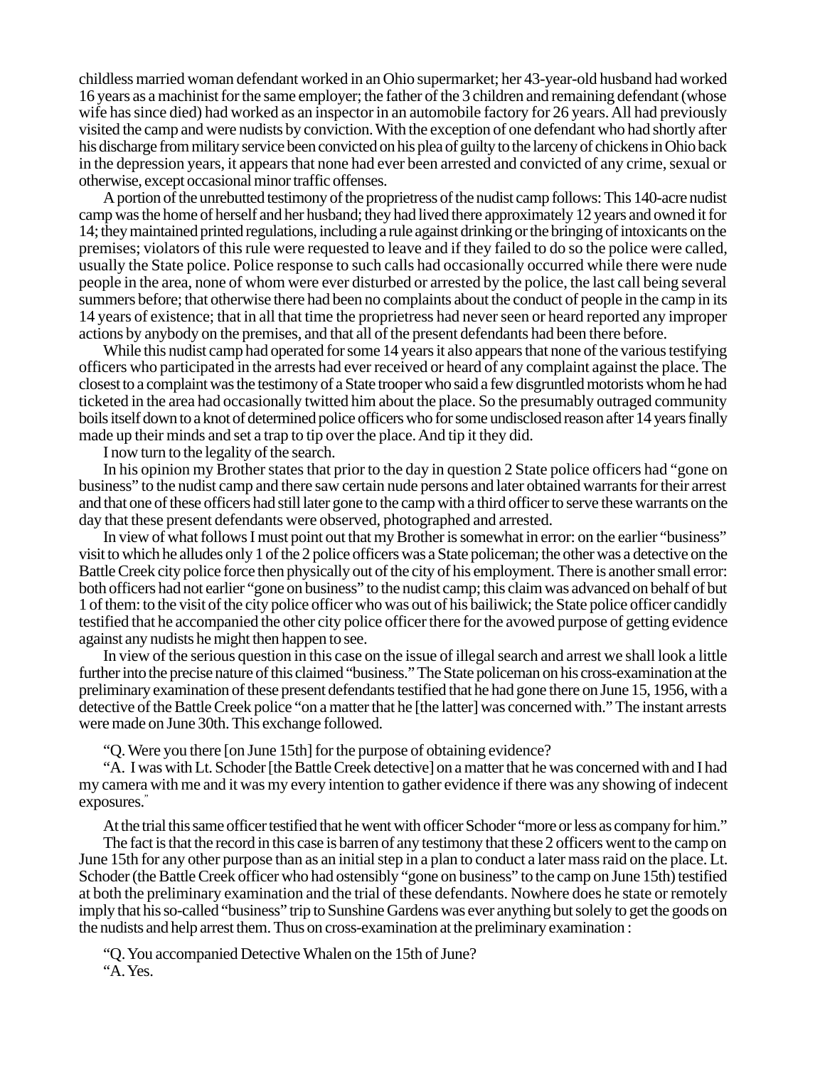childless married woman defendant worked in an Ohio supermarket; her 43-year-old husband had worked 16 years as a machinist for the same employer; the father of the 3 children and remaining defendant (whose wife has since died) had worked as an inspector in an automobile factory for 26 years. All had previously visited the camp and were nudists by conviction. With the exception of one defendant who had shortly after his discharge from military service been convicted on his plea of guilty to the larceny of chickens in Ohio back in the depression years, it appears that none had ever been arrested and convicted of any crime, sexual or otherwise, except occasional minor traffic offenses.

A portion of the unrebutted testimony of the proprietress of the nudist camp follows: This 140-acre nudist camp was the home of herself and her husband; they had lived there approximately 12 years and owned it for 14; they maintained printed regulations, including a rule against drinking or the bringing of intoxicants on the premises; violators of this rule were requested to leave and if they failed to do so the police were called, usually the State police. Police response to such calls had occasionally occurred while there were nude people in the area, none of whom were ever disturbed or arrested by the police, the last call being several summers before; that otherwise there had been no complaints about the conduct of people in the camp in its 14 years of existence; that in all that time the proprietress had never seen or heard reported any improper actions by anybody on the premises, and that all of the present defendants had been there before.

While this nudist camp had operated for some 14 years it also appears that none of the various testifying officers who participated in the arrests had ever received or heard of any complaint against the place. The closest to a complaint was the testimony of a State trooper who said a few disgruntled motorists whom he had ticketed in the area had occasionally twitted him about the place. So the presumably outraged community boils itself down to a knot of determined police officers who for some undisclosed reason after 14 years finally made up their minds and set a trap to tip over the place. And tip it they did.

I now turn to the legality of the search.

In his opinion my Brother states that prior to the day in question 2 State police officers had "gone on business" to the nudist camp and there saw certain nude persons and later obtained warrants for their arrest and that one of these officers had still later gone to the camp with a third officer to serve these warrants on the day that these present defendants were observed, photographed and arrested.

In view of what follows I must point out that my Brother is somewhat in error: on the earlier "business" visit to which he alludes only 1 of the 2 police officers was a State policeman; the other was a detective on the Battle Creek city police force then physically out of the city of his employment. There is another small error: both officers had not earlier "gone on business" to the nudist camp; this claim was advanced on behalf of but 1 of them: to the visit of the city police officer who was out of his bailiwick; the State police officer candidly testified that he accompanied the other city police officer there for the avowed purpose of getting evidence against any nudists he might then happen to see.

In view of the serious question in this case on the issue of illegal search and arrest we shall look a little further into the precise nature of this claimed "business." The State policeman on his cross-examination at the preliminary examination of these present defendants testified that he had gone there on June 15, 1956, with a detective of the Battle Creek police "on a matter that he [the latter] was concerned with." The instant arrests were made on June 30th. This exchange followed.

"Q. Were you there [on June 15th] for the purpose of obtaining evidence?

"A. I was with Lt. Schoder [the Battle Creek detective] on a matter that he was concerned with and I had my camera with me and it was my every intention to gather evidence if there was any showing of indecent exposures."

At the trial this same officer testified that he went with officer Schoder "more or less as company for him."

The fact is that the record in this case is barren of any testimony that these 2 officers went to the camp on June 15th for any other purpose than as an initial step in a plan to conduct a later mass raid on the place. Lt. Schoder (the Battle Creek officer who had ostensibly "gone on business" to the camp on June 15th) testified at both the preliminary examination and the trial of these defendants. Nowhere does he state or remotely imply that his so-called "business" trip to Sunshine Gardens was ever anything but solely to get the goods on the nudists and help arrest them. Thus on cross-examination at the preliminary examination :

"Q. You accompanied Detective Whalen on the 15th of June?

"A. Yes.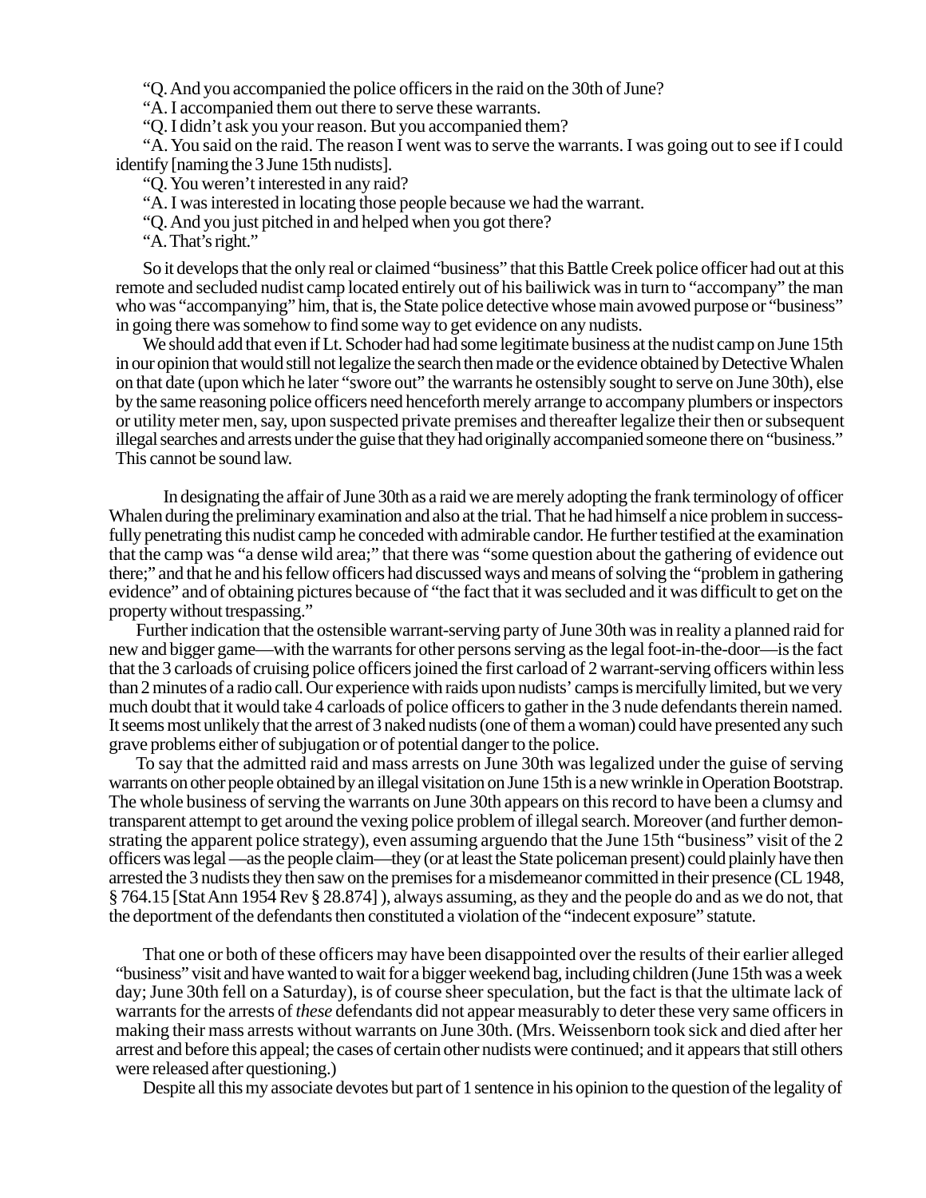"Q. And you accompanied the police officers in the raid on the 30th of June?

"A. I accompanied them out there to serve these warrants.

"Q. I didn't ask you your reason. But you accompanied them?

"A. You said on the raid. The reason I went was to serve the warrants. I was going out to see if I could identify [naming the 3 June 15th nudists].

"Q. You weren't interested in any raid?

"A. I was interested in locating those people because we had the warrant.

"Q. And you just pitched in and helped when you got there?

"A. That's right."

So it develops that the only real or claimed "business" that this Battle Creek police officer had out at this remote and secluded nudist camp located entirely out of his bailiwick was in turn to "accompany" the man who was "accompanying" him, that is, the State police detective whose main avowed purpose or "business" in going there was somehow to find some way to get evidence on any nudists.

We should add that even if Lt. Schoder had had some legitimate business at the nudist camp on June 15th in our opinion that would still not legalize the search then made or the evidence obtained by Detective Whalen on that date (upon which he later "swore out" the warrants he ostensibly sought to serve on June 30th), else by the same reasoning police officers need henceforth merely arrange to accompany plumbers or inspectors or utility meter men, say, upon suspected private premises and thereafter legalize their then or subsequent illegal searches and arrests under the guise that they had originally accompanied someone there on "business." This cannot be sound law.

In designating the affair of June 30th as a raid we are merely adopting the frank terminology of officer Whalen during the preliminary examination and also at the trial. That he had himself a nice problem in successfully penetrating this nudist camp he conceded with admirable candor. He further testified at the examination that the camp was "a dense wild area;" that there was "some question about the gathering of evidence out there;" and that he and his fellow officers had discussed ways and means of solving the "problem in gathering evidence" and of obtaining pictures because of "the fact that it was secluded and it was difficult to get on the property without trespassing."

Further indication that the ostensible warrant-serving party of June 30th was in reality a planned raid for new and bigger game—with the warrants for other persons serving as the legal foot-in-the-door—is the fact that the 3 carloads of cruising police officers joined the first carload of 2 warrant-serving officers within less than 2 minutes of a radio call. Our experience with raids upon nudists' camps is mercifully limited, but we very much doubt that it would take 4 carloads of police officers to gather in the 3 nude defendants therein named. It seems most unlikely that the arrest of 3 naked nudists (one of them a woman) could have presented any such grave problems either of subjugation or of potential danger to the police.

To say that the admitted raid and mass arrests on June 30th was legalized under the guise of serving warrants on other people obtained by an illegal visitation on June 15th is a new wrinkle in Operation Bootstrap. The whole business of serving the warrants on June 30th appears on this record to have been a clumsy and transparent attempt to get around the vexing police problem of illegal search. Moreover (and further demonstrating the apparent police strategy), even assuming arguendo that the June 15th "business" visit of the 2 officers was legal —as the people claim—they (or at least the State policeman present) could plainly have then arrested the 3 nudists they then saw on the premises for a misdemeanor committed in their presence (CL 1948, § 764.15 [Stat Ann 1954 Rev § 28.874] ), always assuming, as they and the people do and as we do not, that the deportment of the defendants then constituted a violation of the "indecent exposure" statute.

That one or both of these officers may have been disappointed over the results of their earlier alleged "business" visit and have wanted to wait for a bigger weekend bag, including children (June 15th was a week day; June 30th fell on a Saturday), is of course sheer speculation, but the fact is that the ultimate lack of warrants for the arrests of *these* defendants did not appear measurably to deter these very same officers in making their mass arrests without warrants on June 30th. (Mrs. Weissenborn took sick and died after her arrest and before this appeal; the cases of certain other nudists were continued; and it appears that still others were released after questioning.)

Despite all this my associate devotes but part of 1 sentence in his opinion to the question of the legality of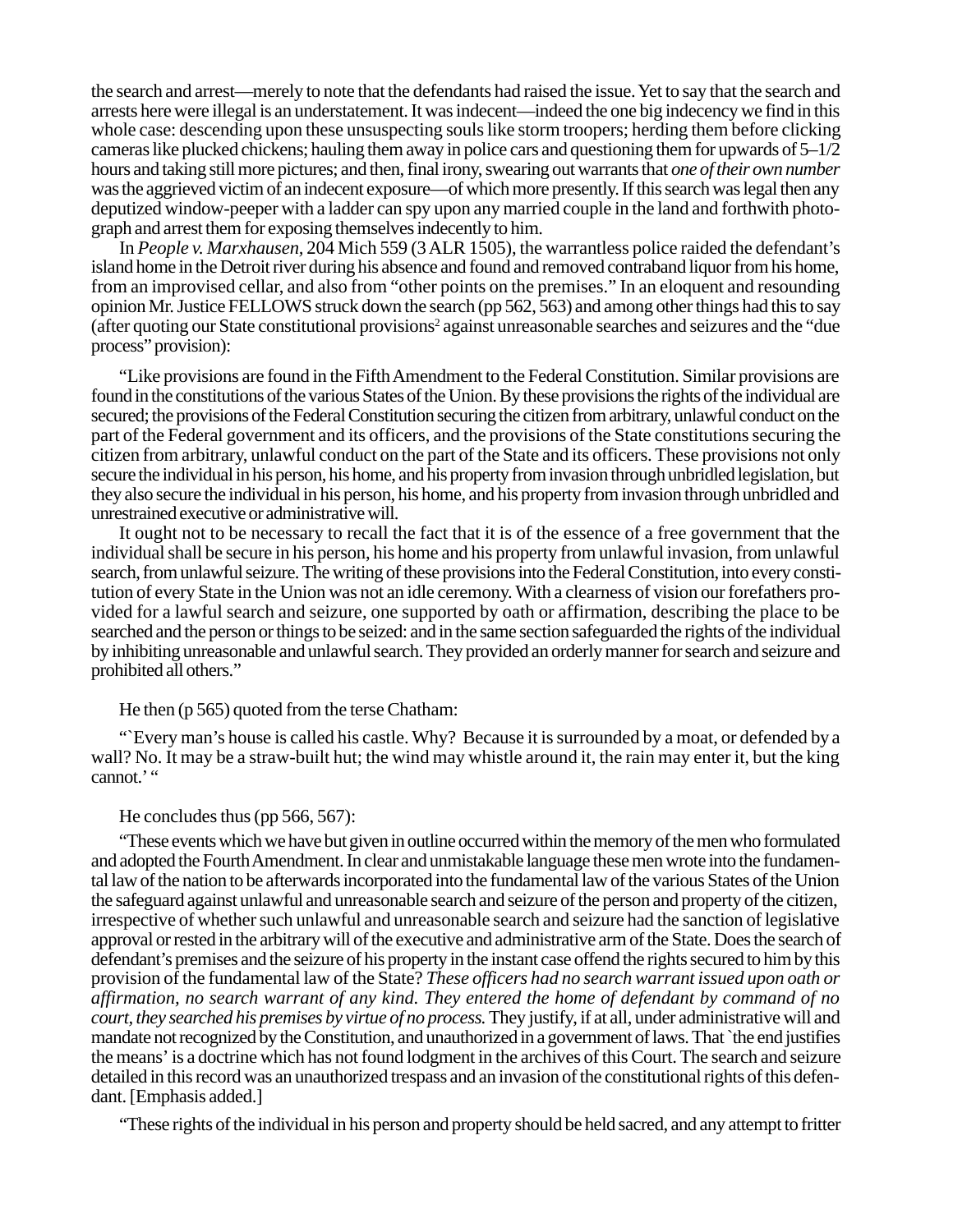the search and arrest—merely to note that the defendants had raised the issue. Yet to say that the search and arrests here were illegal is an understatement. It was indecent—indeed the one big indecency we find in this whole case: descending upon these unsuspecting souls like storm troopers; herding them before clicking cameras like plucked chickens; hauling them away in police cars and questioning them for upwards of 5–1/2 hours and taking still more pictures; and then, final irony, swearing out warrants that *one of their own number* was the aggrieved victim of an indecent exposure—of which more presently. If this search was legal then any deputized window-peeper with a ladder can spy upon any married couple in the land and forthwith photograph and arrest them for exposing themselves indecently to him.

In *People v. Marxhausen*, 204 Mich 559 (3 ALR 1505), the warrantless police raided the defendant's island home in the Detroit river during his absence and found and removed contraband liquor from his home, from an improvised cellar, and also from "other points on the premises." In an eloquent and resounding opinion Mr. Justice FELLOWS struck down the search (pp 562, 563) and among other things had this to say (after quoting our State constitutional provisions[2] against unreasonable searches and seizures and the "due process" provision):

"Like provisions are found in the Fifth Amendment to the Federal Constitution. Similar provisions are found in the constitutions of the various States of the Union. By these provisions the rights of the individual are secured; the provisions of the Federal Constitution securing the citizen from arbitrary, unlawful conduct on the part of the Federal government and its officers, and the provisions of the State constitutions securing the citizen from arbitrary, unlawful conduct on the part of the State and its officers. These provisions not only secure the individual in his person, his home, and his property from invasion through unbridled legislation, but they also secure the individual in his person, his home, and his property from invasion through unbridled and unrestrained executive or administrative will.

It ought not to be necessary to recall the fact that it is of the essence of a free government that the individual shall be secure in his person, his home and his property from unlawful invasion, from unlawful search, from unlawful seizure. The writing of these provisions into the Federal Constitution, into every constitution of every State in the Union was not an idle ceremony. With a clearness of vision our forefathers provided for a lawful search and seizure, one supported by oath or affirmation, describing the place to be searched and the person or things to be seized: and in the same section safeguarded the rights of the individual by inhibiting unreasonable and unlawful search. They provided an orderly manner for search and seizure and prohibited all others."

He then (p 565) quoted from the terse Chatham:

"`Every man's house is called his castle. Why? Because it is surrounded by a moat, or defended by a wall? No. It may be a straw-built hut; the wind may whistle around it, the rain may enter it, but the king cannot.' "

He concludes thus (pp 566, 567):

"These events which we have but given in outline occurred within the memory of the men who formulated and adopted the Fourth Amendment. In clear and unmistakable language these men wrote into the fundamental law of the nation to be afterwards incorporated into the fundamental law of the various States of the Union the safeguard against unlawful and unreasonable search and seizure of the person and property of the citizen, irrespective of whether such unlawful and unreasonable search and seizure had the sanction of legislative approval or rested in the arbitrary will of the executive and administrative arm of the State. Does the search of defendant's premises and the seizure of his property in the instant case offend the rights secured to him by this provision of the fundamental law of the State? *These officers had no search warrant issued upon oath or affirmation, no search warrant of any kind. They entered the home of defendant by command of no court, they searched his premises by virtue of no process.* They justify, if at all, under administrative will and mandate not recognized by the Constitution, and unauthorized in a government of laws. That `the end justifies the means' is a doctrine which has not found lodgment in the archives of this Court. The search and seizure detailed in this record was an unauthorized trespass and an invasion of the constitutional rights of this defendant. [Emphasis added.]

"These rights of the individual in his person and property should be held sacred, and any attempt to fritter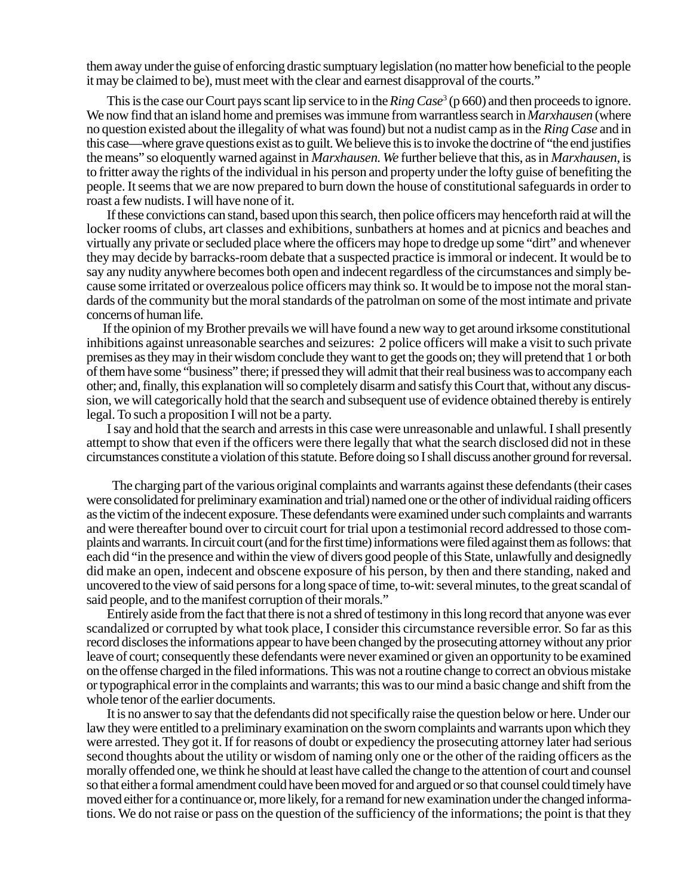them away under the guise of enforcing drastic sumptuary legislation (no matter how beneficial to the people it may be claimed to be), must meet with the clear and earnest disapproval of the courts."

This is the case our Court pays scant lip service to in the *Ring Case*[3] (p 660) and then proceeds to ignore. We now find that an island home and premises was immune from warrantless search in *Marxhausen* (where no question existed about the illegality of what was found) but not a nudist camp as in the *Ring Case* and in this case—where grave questions exist as to guilt. We believe this is to invoke the doctrine of "the end justifies the means" so eloquently warned against in *Marxhausen. We* further believe that this, as in *Marxhausen*, is to fritter away the rights of the individual in his person and property under the lofty guise of benefiting the people. It seems that we are now prepared to burn down the house of constitutional safeguards in order to roast a few nudists. I will have none of it.

If these convictions can stand, based upon this search, then police officers may henceforth raid at will the locker rooms of clubs, art classes and exhibitions, sunbathers at homes and at picnics and beaches and virtually any private or secluded place where the officers may hope to dredge up some "dirt" and whenever they may decide by barracks-room debate that a suspected practice is immoral or indecent. It would be to say any nudity anywhere becomes both open and indecent regardless of the circumstances and simply because some irritated or overzealous police officers may think so. It would be to impose not the moral standards of the community but the moral standards of the patrolman on some of the most intimate and private concerns of human life.

If the opinion of my Brother prevails we will have found a new way to get around irksome constitutional inhibitions against unreasonable searches and seizures: 2 police officers will make a visit to such private premises as they may in their wisdom conclude they want to get the goods on; they will pretend that 1 or both of them have some "business" there; if pressed they will admit that their real business was to accompany each other; and, finally, this explanation will so completely disarm and satisfy this Court that, without any discussion, we will categorically hold that the search and subsequent use of evidence obtained thereby is entirely legal. To such a proposition I will not be a party.

I say and hold that the search and arrests in this case were unreasonable and unlawful. I shall presently attempt to show that even if the officers were there legally that what the search disclosed did not in these circumstances constitute a violation of this statute. Before doing so I shall discuss another ground for reversal.

The charging part of the various original complaints and warrants against these defendants (their cases were consolidated for preliminary examination and trial) named one or the other of individual raiding officers as the victim of the indecent exposure. These defendants were examined under such complaints and warrants and were thereafter bound over to circuit court for trial upon a testimonial record addressed to those complaints and warrants. In circuit court (and for the first time) informations were filed against them as follows: that each did "in the presence and within the view of divers good people of this State, unlawfully and designedly did make an open, indecent and obscene exposure of his person, by then and there standing, naked and uncovered to the view of said persons for a long space of time, to-wit: several minutes, to the great scandal of said people, and to the manifest corruption of their morals."

Entirely aside from the fact that there is not a shred of testimony in this long record that anyone was ever scandalized or corrupted by what took place, I consider this circumstance reversible error. So far as this record discloses the informations appear to have been changed by the prosecuting attorney without any prior leave of court; consequently these defendants were never examined or given an opportunity to be examined on the offense charged in the filed informations. This was not a routine change to correct an obvious mistake or typographical error in the complaints and warrants; this was to our mind a basic change and shift from the whole tenor of the earlier documents.

It is no answer to say that the defendants did not specifically raise the question below or here. Under our law they were entitled to a preliminary examination on the sworn complaints and warrants upon which they were arrested. They got it. If for reasons of doubt or expediency the prosecuting attorney later had serious second thoughts about the utility or wisdom of naming only one or the other of the raiding officers as the morally offended one, we think he should at least have called the change to the attention of court and counsel so that either a formal amendment could have been moved for and argued or so that counsel could timely have moved either for a continuance or, more likely, for a remand for new examination under the changed informations. We do not raise or pass on the question of the sufficiency of the informations; the point is that they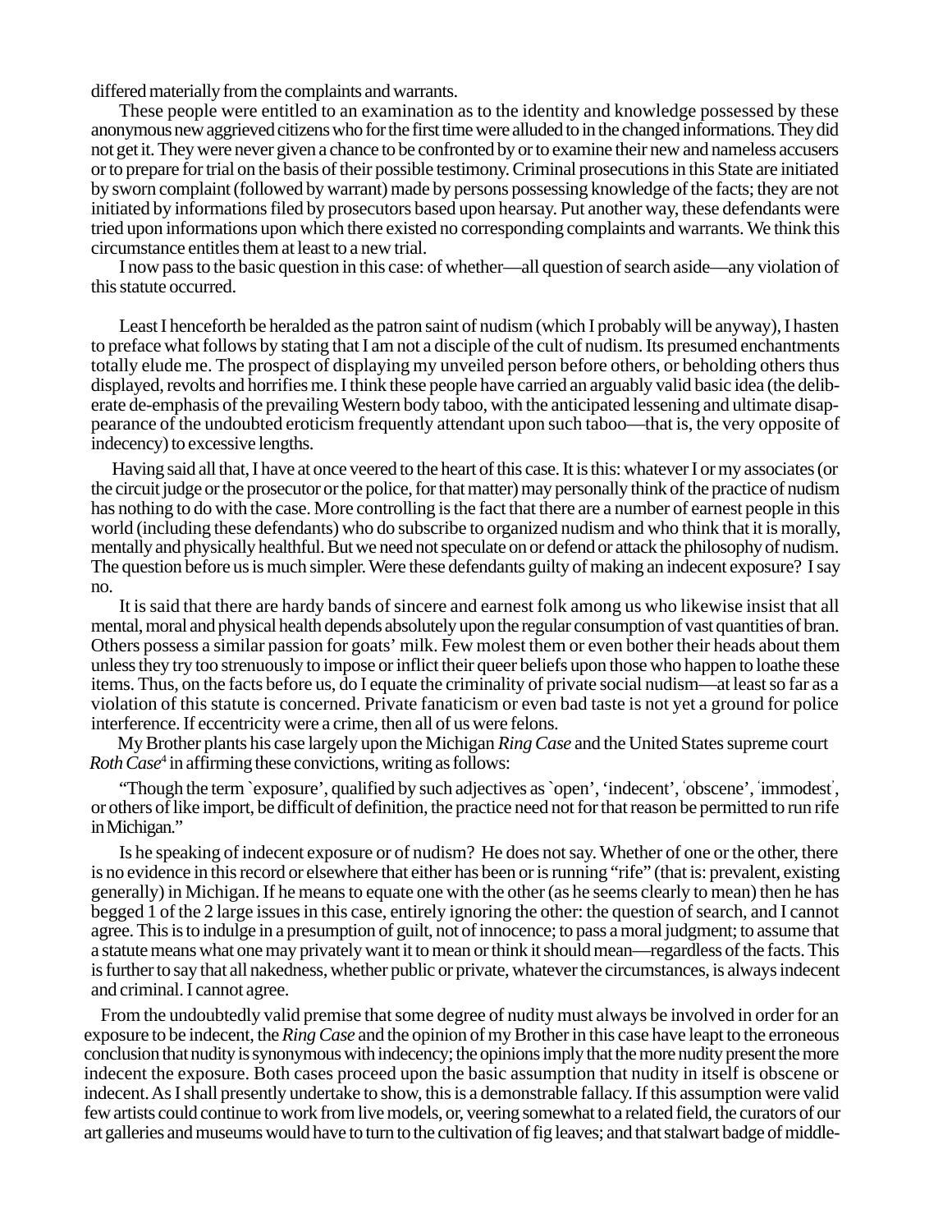differed materially from the complaints and warrants.

These people were entitled to an examination as to the identity and knowledge possessed by these anonymous new aggrieved citizens who for the first time were alluded to in the changed informations. They did not get it. They were never given a chance to be confronted by or to examine their new and nameless accusers or to prepare for trial on the basis of their possible testimony. Criminal prosecutions in this State are initiated by sworn complaint (followed by warrant) made by persons possessing knowledge of the facts; they are not initiated by informations filed by prosecutors based upon hearsay. Put another way, these defendants were tried upon informations upon which there existed no corresponding complaints and warrants. We think this circumstance entitles them at least to a new trial.

I now pass to the basic question in this case: of whether—all question of search aside—any violation of this statute occurred.

Least I henceforth be heralded as the patron saint of nudism (which I probably will be anyway), I hasten to preface what follows by stating that I am not a disciple of the cult of nudism. Its presumed enchantments totally elude me. The prospect of displaying my unveiled person before others, or beholding others thus displayed, revolts and horrifies me. I think these people have carried an arguably valid basic idea (the deliberate de-emphasis of the prevailing Western body taboo, with the anticipated lessening and ultimate disappearance of the undoubted eroticism frequently attendant upon such taboo—that is, the very opposite of indecency) to excessive lengths.

Having said all that, I have at once veered to the heart of this case. It is this: whatever I or my associates (or the circuit judge or the prosecutor or the police, for that matter) may personally think of the practice of nudism has nothing to do with the case. More controlling is the fact that there are a number of earnest people in this world (including these defendants) who do subscribe to organized nudism and who think that it is morally, mentally and physically healthful. But we need not speculate on or defend or attack the philosophy of nudism. The question before us is much simpler. Were these defendants guilty of making an indecent exposure? I say no.

It is said that there are hardy bands of sincere and earnest folk among us who likewise insist that all mental, moral and physical health depends absolutely upon the regular consumption of vast quantities of bran. Others possess a similar passion for goats' milk. Few molest them or even bother their heads about them unless they try too strenuously to impose or inflict their queer beliefs upon those who happen to loathe these items. Thus, on the facts before us, do I equate the criminality of private social nudism—at least so far as a violation of this statute is concerned. Private fanaticism or even bad taste is not yet a ground for police interference. If eccentricity were a crime, then all of us were felons.

My Brother plants his case largely upon the Michigan *Ring Case* and the United States supreme court *Roth Case*[4] in affirming these convictions, writing as follows:

"Though the term `exposure', qualified by such adjectives as `open', 'indecent', 'obscene', 'immodest', or others of like import, be difficult of definition, the practice need not for that reason be permitted to run rife in Michigan."

Is he speaking of indecent exposure or of nudism? He does not say. Whether of one or the other, there is no evidence in this record or elsewhere that either has been or is running "rife" (that is: prevalent, existing generally) in Michigan. If he means to equate one with the other (as he seems clearly to mean) then he has begged 1 of the 2 large issues in this case, entirely ignoring the other: the question of search, and I cannot agree. This is to indulge in a presumption of guilt, not of innocence; to pass a moral judgment; to assume that a statute means what one may privately want it to mean or think it should mean—regardless of the facts. This is further to say that all nakedness, whether public or private, whatever the circumstances, is always indecent and criminal. I cannot agree.

From the undoubtedly valid premise that some degree of nudity must always be involved in order for an exposure to be indecent, the *Ring Case* and the opinion of my Brother in this case have leapt to the erroneous conclusion that nudity is synonymous with indecency; the opinions imply that the more nudity present the more indecent the exposure. Both cases proceed upon the basic assumption that nudity in itself is obscene or indecent. As I shall presently undertake to show, this is a demonstrable fallacy. If this assumption were valid few artists could continue to work from live models, or, veering somewhat to a related field, the curators of our art galleries and museums would have to turn to the cultivation of fig leaves; and that stalwart badge of middle-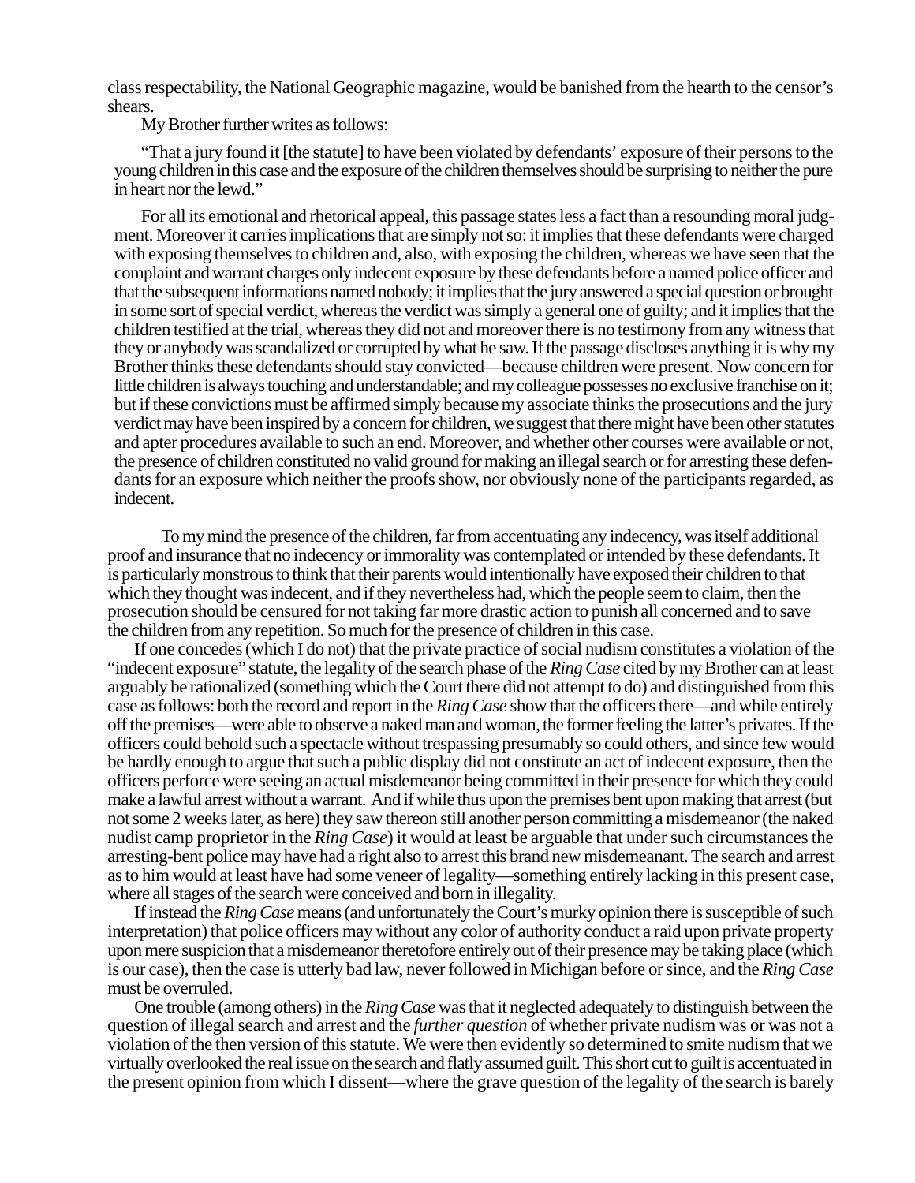class respectability, the National Geographic magazine, would be banished from the hearth to the censor's shears.

My Brother further writes as follows:

> "That a jury found it [the statute] to have been violated by defendants' exposure of their persons to the young children in this case and the exposure of the children themselves should be surprising to neither the pure in heart nor the lewd."
>
> For all its emotional and rhetorical appeal, this passage states less a fact than a resounding moral judgment. Moreover it carries implications that are simply not so: it implies that these defendants were charged with exposing themselves to children and, also, with exposing the children, whereas we have seen that the complaint and warrant charges only indecent exposure by these defendants before a named police officer and that the subsequent informations named nobody; it implies that the jury answered a special question or brought in some sort of special verdict, whereas the verdict was simply a general one of guilty; and it implies that the children testified at the trial, whereas they did not and moreover there is no testimony from any witness that they or anybody was scandalized or corrupted by what he saw. If the passage discloses anything it is why my Brother thinks these defendants should stay convicted—because children were present. Now concern for little children is always touching and understandable; and my colleague possesses no exclusive franchise on it; but if these convictions must be affirmed simply because my associate thinks the prosecutions and the jury verdict may have been inspired by a concern for children, we suggest that there might have been other statutes and apter procedures available to such an end. Moreover, and whether other courses were available or not, the presence of children constituted no valid ground for making an illegal search or for arresting these defendants for an exposure which neither the proofs show, nor obviously none of the participants regarded, as indecent.

To my mind the presence of the children, far from accentuating any indecency, was itself additional proof and insurance that no indecency or immorality was contemplated or intended by these defendants. It is particularly monstrous to think that their parents would intentionally have exposed their children to that which they thought was indecent, and if they nevertheless had, which the people seem to claim, then the prosecution should be censured for not taking far more drastic action to punish all concerned and to save the children from any repetition. So much for the presence of children in this case.

If one concedes (which I do not) that the private practice of social nudism constitutes a violation of the "indecent exposure" statute, the legality of the search phase of the *Ring Case* cited by my Brother can at least arguably be rationalized (something which the Court there did not attempt to do) and distinguished from this case as follows: both the record and report in the *Ring Case* show that the officers there—and while entirely off the premises—were able to observe a naked man and woman, the former feeling the latter's privates. If the officers could behold such a spectacle without trespassing presumably so could others, and since few would be hardly enough to argue that such a public display did not constitute an act of indecent exposure, then the officers perforce were seeing an actual misdemeanor being committed in their presence for which they could make a lawful arrest without a warrant. And if while thus upon the premises bent upon making that arrest (but not some 2 weeks later, as here) they saw thereon still another person committing a misdemeanor (the naked nudist camp proprietor in the *Ring Case*) it would at least be arguable that under such circumstances the arresting-bent police may have had a right also to arrest this brand new misdemeanant. The search and arrest as to him would at least have had some veneer of legality—something entirely lacking in this present case, where all stages of the search were conceived and born in illegality.

If instead the *Ring Case* means (and unfortunately the Court's murky opinion there is susceptible of such interpretation) that police officers may without any color of authority conduct a raid upon private property upon mere suspicion that a misdemeanor theretofore entirely out of their presence may be taking place (which is our case), then the case is utterly bad law, never followed in Michigan before or since, and the *Ring Case* must be overruled.

One trouble (among others) in the *Ring Case* was that it neglected adequately to distinguish between the question of illegal search and arrest and the *further question* of whether private nudism was or was not a violation of the then version of this statute. We were then evidently so determined to smite nudism that we virtually overlooked the real issue on the search and flatly assumed guilt. This short cut to guilt is accentuated in the present opinion from which I dissent—where the grave question of the legality of the search is barely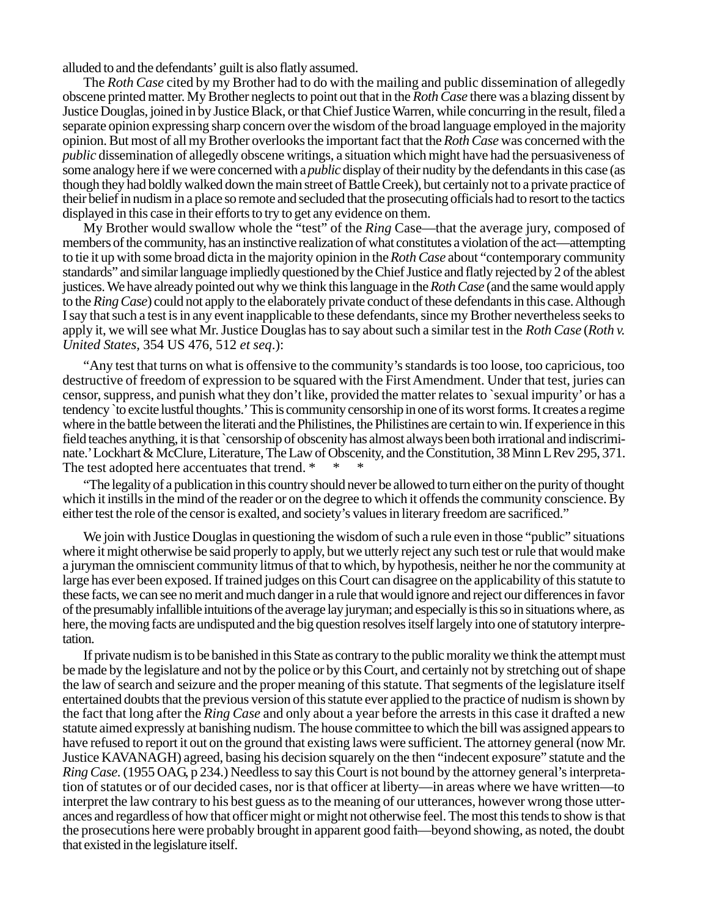alluded to and the defendants' guilt is also flatly assumed.

The *Roth Case* cited by my Brother had to do with the mailing and public dissemination of allegedly obscene printed matter. My Brother neglects to point out that in the *Roth Case* there was a blazing dissent by Justice Douglas, joined in by Justice Black, or that Chief Justice Warren, while concurring in the result, filed a separate opinion expressing sharp concern over the wisdom of the broad language employed in the majority opinion. But most of all my Brother overlooks the important fact that the *Roth Case* was concerned with the *public* dissemination of allegedly obscene writings, a situation which might have had the persuasiveness of some analogy here if we were concerned with a *public* display of their nudity by the defendants in this case (as though they had boldly walked down the main street of Battle Creek), but certainly not to a private practice of their belief in nudism in a place so remote and secluded that the prosecuting officials had to resort to the tactics displayed in this case in their efforts to try to get any evidence on them.

My Brother would swallow whole the "test" of the *Ring* Case—that the average jury, composed of members of the community, has an instinctive realization of what constitutes a violation of the act—attempting to tie it up with some broad dicta in the majority opinion in the *Roth Case* about "contemporary community standards" and similar language impliedly questioned by the Chief Justice and flatly rejected by 2 of the ablest justices. We have already pointed out why we think this language in the *Roth Case* (and the same would apply to the *Ring Case*) could not apply to the elaborately private conduct of these defendants in this case. Although I say that such a test is in any event inapplicable to these defendants, since my Brother nevertheless seeks to apply it, we will see what Mr. Justice Douglas has to say about such a similar test in the *Roth Case* (*Roth v. United States*, 354 US 476, 512 *et seq*.):

> "Any test that turns on what is offensive to the community's standards is too loose, too capricious, too destructive of freedom of expression to be squared with the First Amendment. Under that test, juries can censor, suppress, and punish what they don't like, provided the matter relates to `sexual impurity' or has a tendency `to excite lustful thoughts.' This is community censorship in one of its worst forms. It creates a regime where in the battle between the literati and the Philistines, the Philistines are certain to win. If experience in this field teaches anything, it is that `censorship of obscenity has almost always been both irrational and indiscriminate.' Lockhart & McClure, Literature, The Law of Obscenity, and the Constitution, 38 Minn L Rev 295, 371. The test adopted here accentuates that trend. * * *
>
> "The legality of a publication in this country should never be allowed to turn either on the purity of thought which it instills in the mind of the reader or on the degree to which it offends the community conscience. By either test the role of the censor is exalted, and society's values in literary freedom are sacrificed."

We join with Justice Douglas in questioning the wisdom of such a rule even in those "public" situations where it might otherwise be said properly to apply, but we utterly reject any such test or rule that would make a juryman the omniscient community litmus of that to which, by hypothesis, neither he nor the community at large has ever been exposed. If trained judges on this Court can disagree on the applicability of this statute to these facts, we can see no merit and much danger in a rule that would ignore and reject our differences in favor of the presumably infallible intuitions of the average lay juryman; and especially is this so in situations where, as here, the moving facts are undisputed and the big question resolves itself largely into one of statutory interpretation.

If private nudism is to be banished in this State as contrary to the public morality we think the attempt must be made by the legislature and not by the police or by this Court, and certainly not by stretching out of shape the law of search and seizure and the proper meaning of this statute. That segments of the legislature itself entertained doubts that the previous version of this statute ever applied to the practice of nudism is shown by the fact that long after the *Ring Case* and only about a year before the arrests in this case it drafted a new statute aimed expressly at banishing nudism. The house committee to which the bill was assigned appears to have refused to report it out on the ground that existing laws were sufficient. The attorney general (now Mr. Justice KAVANAGH) agreed, basing his decision squarely on the then "indecent exposure" statute and the *Ring Case*. (1955 OAG, p 234.) Needless to say this Court is not bound by the attorney general's interpretation of statutes or of our decided cases, nor is that officer at liberty—in areas where we have written—to interpret the law contrary to his best guess as to the meaning of our utterances, however wrong those utterances and regardless of how that officer might or might not otherwise feel. The most this tends to show is that the prosecutions here were probably brought in apparent good faith—beyond showing, as noted, the doubt that existed in the legislature itself.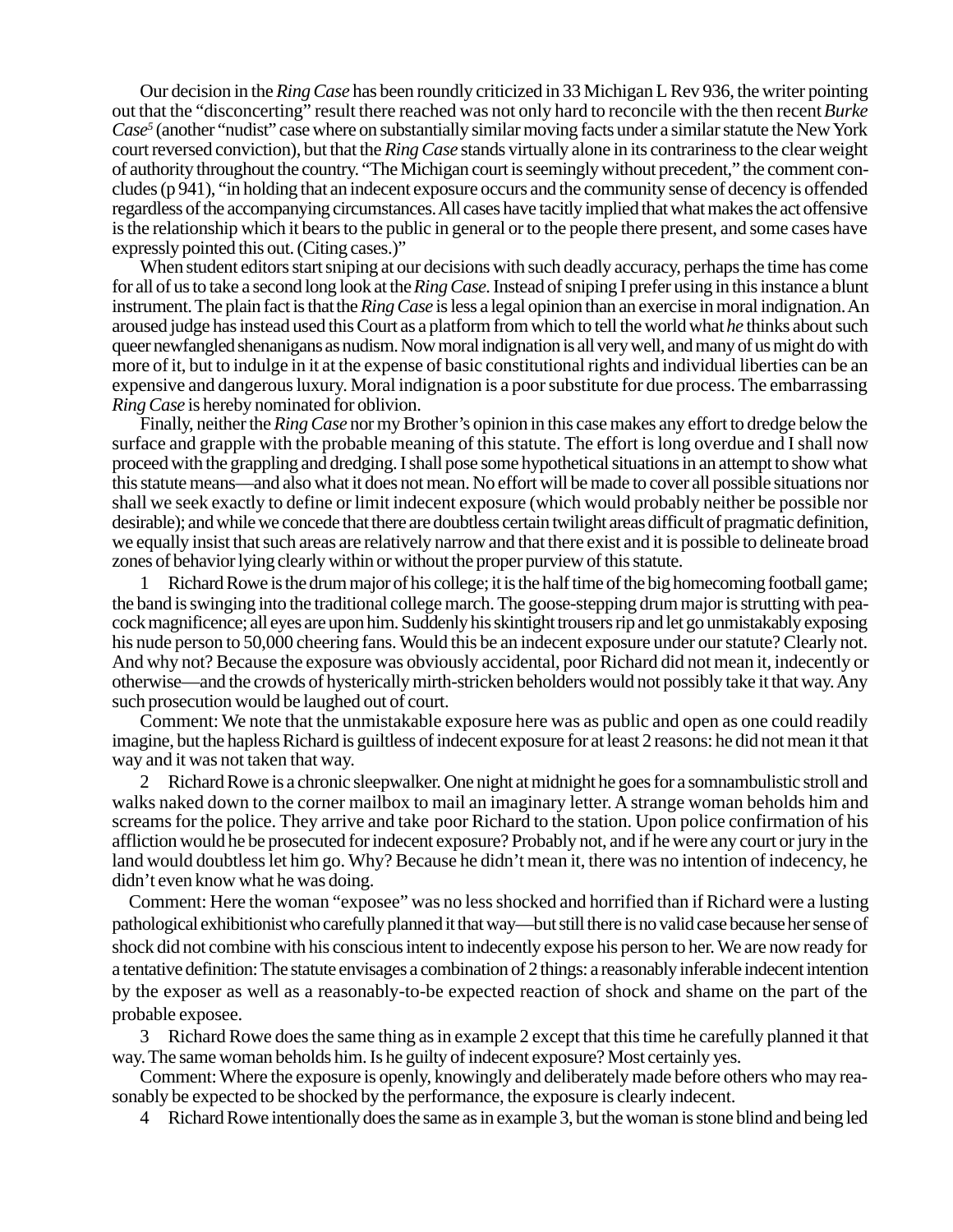Our decision in the *Ring Case* has been roundly criticized in 33 Michigan L Rev 936, the writer pointing out that the "disconcerting" result there reached was not only hard to reconcile with the then recent *Burke Case*[5] (another "nudist" case where on substantially similar moving facts under a similar statute the New York court reversed conviction), but that the *Ring Case* stands virtually alone in its contrariness to the clear weight of authority throughout the country. "The Michigan court is seemingly without precedent," the comment concludes (p 941), "in holding that an indecent exposure occurs and the community sense of decency is offended regardless of the accompanying circumstances. All cases have tacitly implied that what makes the act offensive is the relationship which it bears to the public in general or to the people there present, and some cases have expressly pointed this out. (Citing cases.)"

When student editors start sniping at our decisions with such deadly accuracy, perhaps the time has come for all of us to take a second long look at the *Ring Case*. Instead of sniping I prefer using in this instance a blunt instrument. The plain fact is that the *Ring Case* is less a legal opinion than an exercise in moral indignation. An aroused judge has instead used this Court as a platform from which to tell the world what *he* thinks about such queer newfangled shenanigans as nudism. Now moral indignation is all very well, and many of us might do with more of it, but to indulge in it at the expense of basic constitutional rights and individual liberties can be an expensive and dangerous luxury. Moral indignation is a poor substitute for due process. The embarrassing *Ring Case* is hereby nominated for oblivion.

Finally, neither the *Ring Case* nor my Brother's opinion in this case makes any effort to dredge below the surface and grapple with the probable meaning of this statute. The effort is long overdue and I shall now proceed with the grappling and dredging. I shall pose some hypothetical situations in an attempt to show what this statute means—and also what it does not mean. No effort will be made to cover all possible situations nor shall we seek exactly to define or limit indecent exposure (which would probably neither be possible nor desirable); and while we concede that there are doubtless certain twilight areas difficult of pragmatic definition, we equally insist that such areas are relatively narrow and that there exist and it is possible to delineate broad zones of behavior lying clearly within or without the proper purview of this statute.

1 Richard Rowe is the drum major of his college; it is the half time of the big homecoming football game; the band is swinging into the traditional college march. The goose-stepping drum major is strutting with peacock magnificence; all eyes are upon him. Suddenly his skintight trousers rip and let go unmistakably exposing his nude person to 50,000 cheering fans. Would this be an indecent exposure under our statute? Clearly not. And why not? Because the exposure was obviously accidental, poor Richard did not mean it, indecently or otherwise—and the crowds of hysterically mirth-stricken beholders would not possibly take it that way. Any such prosecution would be laughed out of court.

Comment: We note that the unmistakable exposure here was as public and open as one could readily imagine, but the hapless Richard is guiltless of indecent exposure for at least 2 reasons: he did not mean it that way and it was not taken that way.

2 Richard Rowe is a chronic sleepwalker. One night at midnight he goes for a somnambulistic stroll and walks naked down to the corner mailbox to mail an imaginary letter. A strange woman beholds him and screams for the police. They arrive and take poor Richard to the station. Upon police confirmation of his affliction would he be prosecuted for indecent exposure? Probably not, and if he were any court or jury in the land would doubtless let him go. Why? Because he didn't mean it, there was no intention of indecency, he didn't even know what he was doing.

Comment: Here the woman "exposee" was no less shocked and horrified than if Richard were a lusting pathological exhibitionist who carefully planned it that way—but still there is no valid case because her sense of shock did not combine with his conscious intent to indecently expose his person to her. We are now ready for a tentative definition: The statute envisages a combination of 2 things: a reasonably inferable indecent intention by the exposer as well as a reasonably-to-be expected reaction of shock and shame on the part of the probable exposee.

3 Richard Rowe does the same thing as in example 2 except that this time he carefully planned it that way. The same woman beholds him. Is he guilty of indecent exposure? Most certainly yes.

Comment: Where the exposure is openly, knowingly and deliberately made before others who may reasonably be expected to be shocked by the performance, the exposure is clearly indecent.

4 Richard Rowe intentionally does the same as in example 3, but the woman is stone blind and being led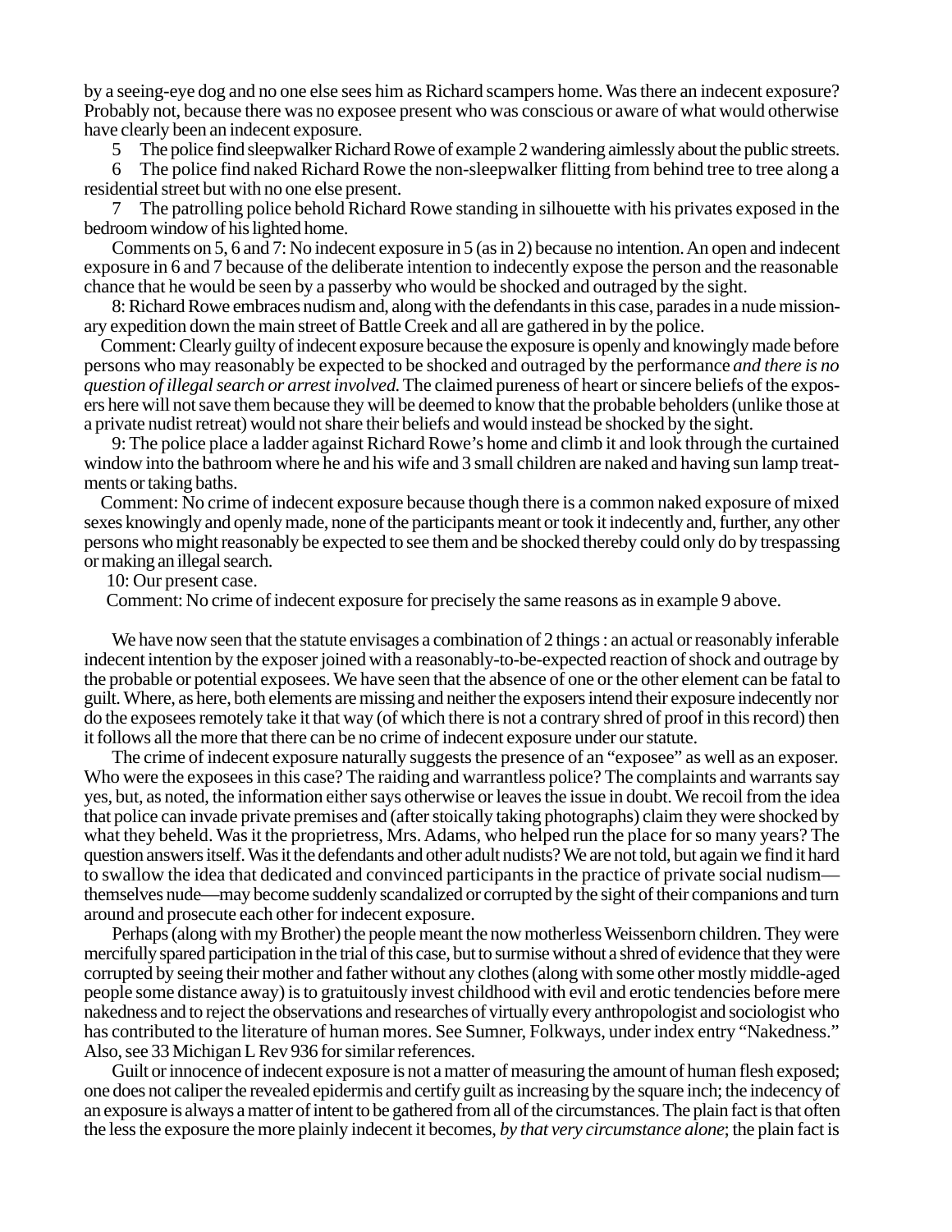by a seeing-eye dog and no one else sees him as Richard scampers home. Was there an indecent exposure? Probably not, because there was no exposee present who was conscious or aware of what would otherwise have clearly been an indecent exposure.

5 The police find sleepwalker Richard Rowe of example 2 wandering aimlessly about the public streets.

6 The police find naked Richard Rowe the non-sleepwalker flitting from behind tree to tree along a residential street but with no one else present.

7 The patrolling police behold Richard Rowe standing in silhouette with his privates exposed in the bedroom window of his lighted home.

Comments on 5, 6 and 7: No indecent exposure in 5 (as in 2) because no intention. An open and indecent exposure in 6 and 7 because of the deliberate intention to indecently expose the person and the reasonable chance that he would be seen by a passerby who would be shocked and outraged by the sight.

8: Richard Rowe embraces nudism and, along with the defendants in this case, parades in a nude missionary expedition down the main street of Battle Creek and all are gathered in by the police.

Comment: Clearly guilty of indecent exposure because the exposure is openly and knowingly made before persons who may reasonably be expected to be shocked and outraged by the performance *and there is no question of illegal search or arrest involved.* The claimed pureness of heart or sincere beliefs of the exposers here will not save them because they will be deemed to know that the probable beholders (unlike those at a private nudist retreat) would not share their beliefs and would instead be shocked by the sight.

9: The police place a ladder against Richard Rowe's home and climb it and look through the curtained window into the bathroom where he and his wife and 3 small children are naked and having sun lamp treatments or taking baths.

Comment: No crime of indecent exposure because though there is a common naked exposure of mixed sexes knowingly and openly made, none of the participants meant or took it indecently and, further, any other persons who might reasonably be expected to see them and be shocked thereby could only do by trespassing or making an illegal search.

10: Our present case.

Comment: No crime of indecent exposure for precisely the same reasons as in example 9 above.

We have now seen that the statute envisages a combination of 2 things : an actual or reasonably inferable indecent intention by the exposer joined with a reasonably-to-be-expected reaction of shock and outrage by the probable or potential exposees. We have seen that the absence of one or the other element can be fatal to guilt. Where, as here, both elements are missing and neither the exposers intend their exposure indecently nor do the exposees remotely take it that way (of which there is not a contrary shred of proof in this record) then it follows all the more that there can be no crime of indecent exposure under our statute.

The crime of indecent exposure naturally suggests the presence of an "exposee" as well as an exposer. Who were the exposees in this case? The raiding and warrantless police? The complaints and warrants say yes, but, as noted, the information either says otherwise or leaves the issue in doubt. We recoil from the idea that police can invade private premises and (after stoically taking photographs) claim they were shocked by what they beheld. Was it the proprietress, Mrs. Adams, who helped run the place for so many years? The question answers itself. Was it the defendants and other adult nudists? We are not told, but again we find it hard to swallow the idea that dedicated and convinced participants in the practice of private social nudism—themselves nude—may become suddenly scandalized or corrupted by the sight of their companions and turn around and prosecute each other for indecent exposure.

Perhaps (along with my Brother) the people meant the now motherless Weissenborn children. They were mercifully spared participation in the trial of this case, but to surmise without a shred of evidence that they were corrupted by seeing their mother and father without any clothes (along with some other mostly middle-aged people some distance away) is to gratuitously invest childhood with evil and erotic tendencies before mere nakedness and to reject the observations and researches of virtually every anthropologist and sociologist who has contributed to the literature of human mores. See Sumner, Folkways, under index entry "Nakedness." Also, see 33 Michigan L Rev 936 for similar references.

Guilt or innocence of indecent exposure is not a matter of measuring the amount of human flesh exposed; one does not caliper the revealed epidermis and certify guilt as increasing by the square inch; the indecency of an exposure is always a matter of intent to be gathered from all of the circumstances. The plain fact is that often the less the exposure the more plainly indecent it becomes, *by that very circumstance alone*; the plain fact is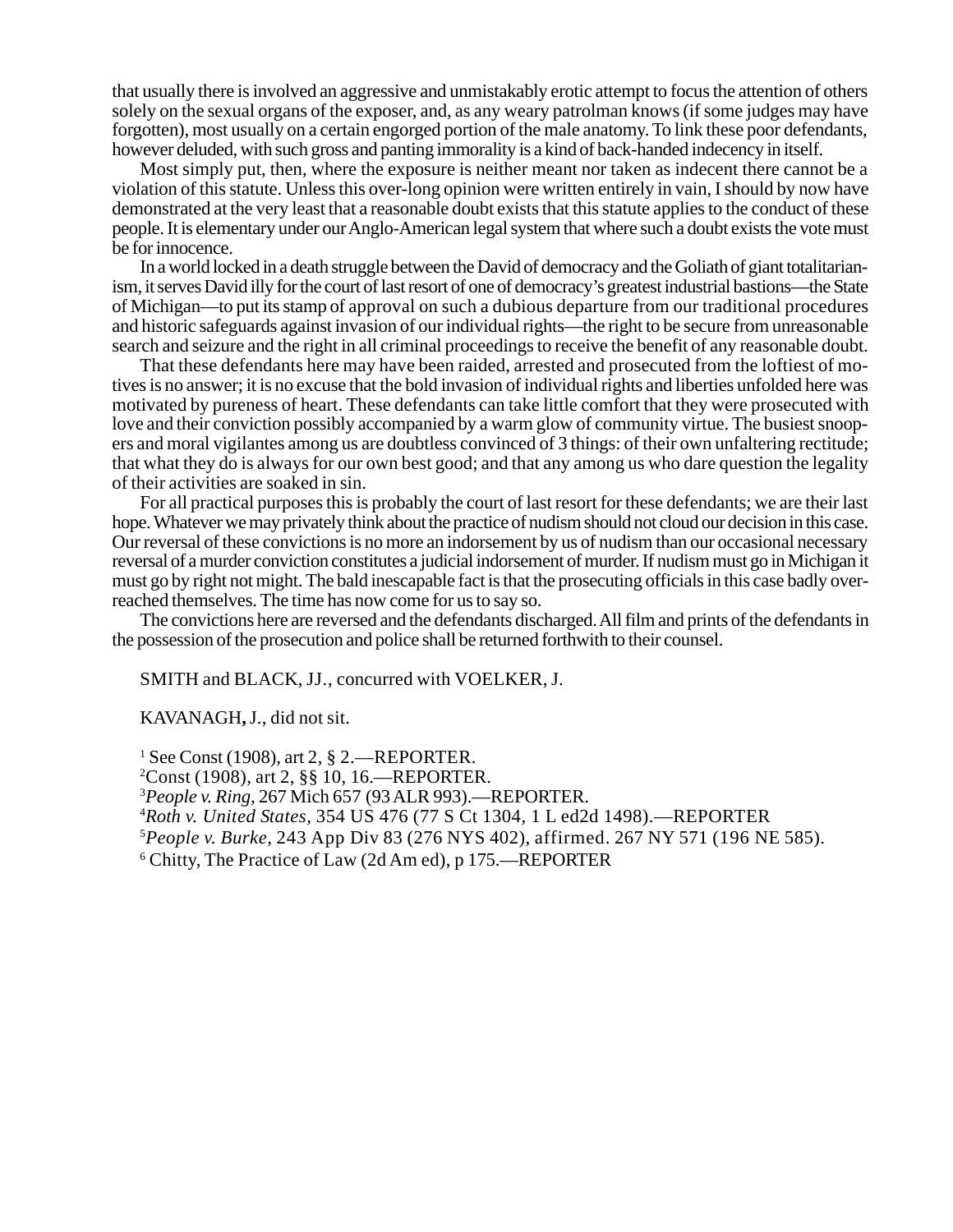that usually there is involved an aggressive and unmistakably erotic attempt to focus the attention of others solely on the sexual organs of the exposer, and, as any weary patrolman knows (if some judges may have forgotten), most usually on a certain engorged portion of the male anatomy. To link these poor defendants, however deluded, with such gross and panting immorality is a kind of back-handed indecency in itself.

Most simply put, then, where the exposure is neither meant nor taken as indecent there cannot be a violation of this statute. Unless this over-long opinion were written entirely in vain, I should by now have demonstrated at the very least that a reasonable doubt exists that this statute applies to the conduct of these people. It is elementary under our Anglo-American legal system that where such a doubt exists the vote must be for innocence.

In a world locked in a death struggle between the David of democracy and the Goliath of giant totalitarianism, it serves David illy for the court of last resort of one of democracy's greatest industrial bastions—the State of Michigan—to put its stamp of approval on such a dubious departure from our traditional procedures and historic safeguards against invasion of our individual rights—the right to be secure from unreasonable search and seizure and the right in all criminal proceedings to receive the benefit of any reasonable doubt.

That these defendants here may have been raided, arrested and prosecuted from the loftiest of motives is no answer; it is no excuse that the bold invasion of individual rights and liberties unfolded here was motivated by pureness of heart. These defendants can take little comfort that they were prosecuted with love and their conviction possibly accompanied by a warm glow of community virtue. The busiest snoopers and moral vigilantes among us are doubtless convinced of 3 things: of their own unfaltering rectitude; that what they do is always for our own best good; and that any among us who dare question the legality of their activities are soaked in sin.

For all practical purposes this is probably the court of last resort for these defendants; we are their last hope. Whatever we may privately think about the practice of nudism should not cloud our decision in this case. Our reversal of these convictions is no more an indorsement by us of nudism than our occasional necessary reversal of a murder conviction constitutes a judicial indorsement of murder. If nudism must go in Michigan it must go by right not might. The bald inescapable fact is that the prosecuting officials in this case badly overreached themselves. The time has now come for us to say so.

The convictions here are reversed and the defendants discharged. All film and prints of the defendants in the possession of the prosecution and police shall be returned forthwith to their counsel.

SMITH and BLACK, JJ., concurred with VOELKER, J.

KAVANAGH**,** J., did not sit.

[1] See Const (1908), art 2, § 2.—REPORTER.
[2]Const (1908), art 2, §§ 10, 16.—REPORTER.
[3]*People v. Ring*, 267 Mich 657 (93 ALR 993).—REPORTER.
[4]*Roth v. United States,* 354 US 476 (77 S Ct 1304, 1 L ed2d 1498).—REPORTER
[5]*People v. Burke,* 243 App Div 83 (276 NYS 402), affirmed. 267 NY 571 (196 NE 585).
[6] Chitty, The Practice of Law (2d Am ed), p 175.—REPORTER